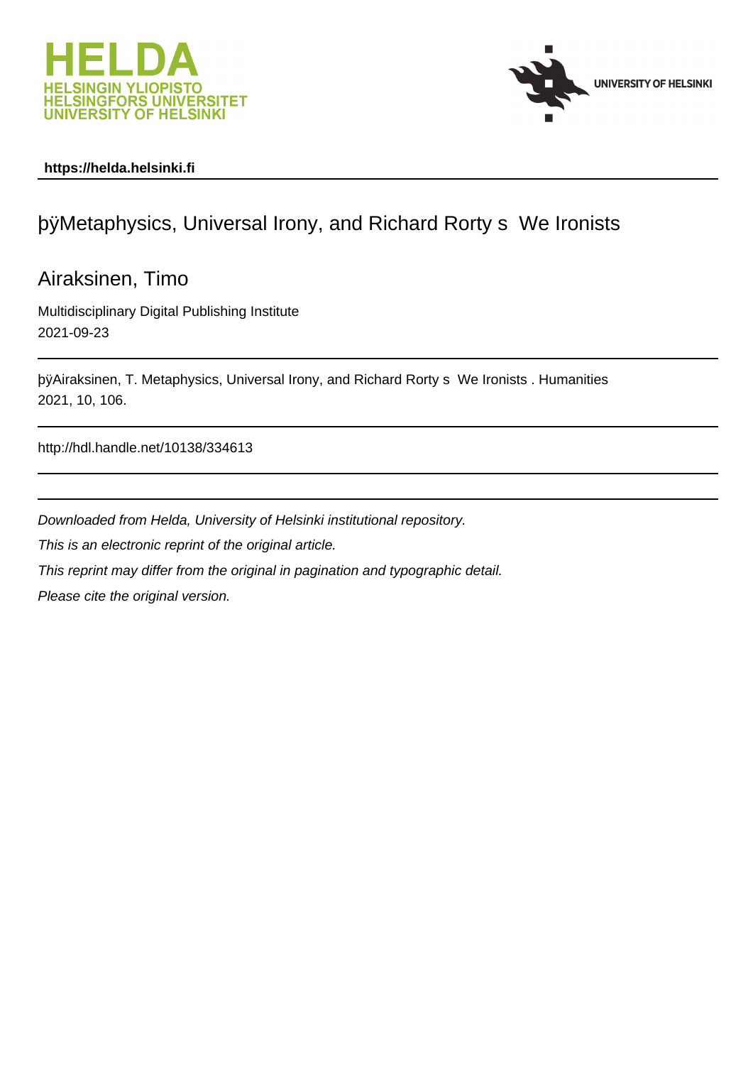**https://helda.helsinki.fi**

# þÿMetaphysics, Universal Irony, and Richard Rorty s We Ironists

Airaksinen, Timo

Multidisciplinary Digital Publishing Institute
2021-09-23

þÿAiraksinen, T. Metaphysics, Universal Irony, and Richard Rorty s We Ironists . Humanities 2021, 10, 106.

http://hdl.handle.net/10138/334613

*Downloaded from Helda, University of Helsinki institutional repository.*

*This is an electronic reprint of the original article.*

*This reprint may differ from the original in pagination and typographic detail.*

*Please cite the original version.*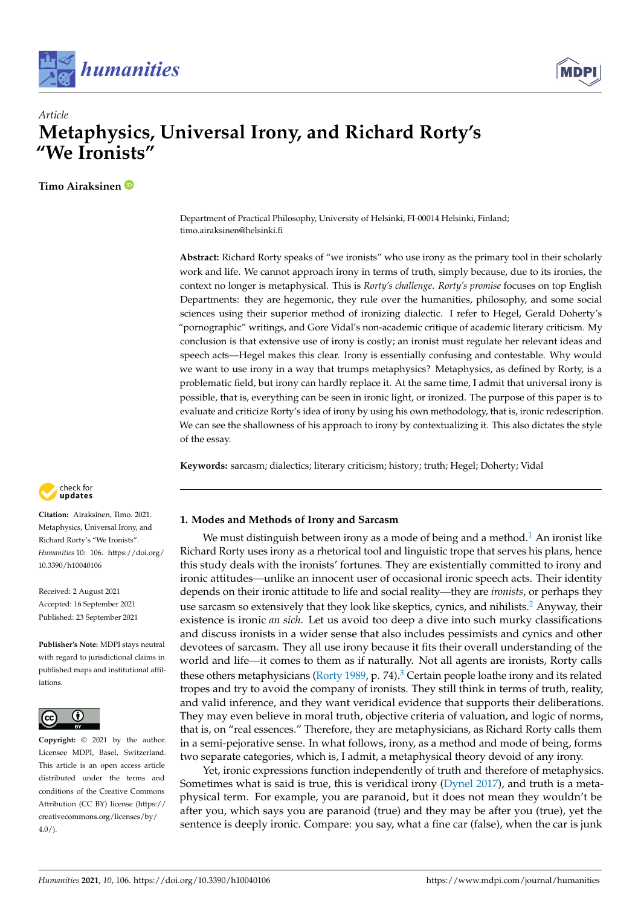# Metaphysics, Universal Irony, and Richard Rorty's "We Ironists"

**Timo Airaksinen**

Department of Practical Philosophy, University of Helsinki, FI-00014 Helsinki, Finland; timo.airaksinen@helsinki.fi

**Abstract:** Richard Rorty speaks of "we ironists" who use irony as the primary tool in their scholarly work and life. We cannot approach irony in terms of truth, simply because, due to its ironies, the context no longer is metaphysical. This is *Rorty's challenge*. *Rorty's promise* focuses on top English Departments: they are hegemonic, they rule over the humanities, philosophy, and some social sciences using their superior method of ironizing dialectic. I refer to Hegel, Gerald Doherty's "pornographic" writings, and Gore Vidal's non-academic critique of academic literary criticism. My conclusion is that extensive use of irony is costly; an ironist must regulate her relevant ideas and speech acts—Hegel makes this clear. Irony is essentially confusing and contestable. Why would we want to use irony in a way that trumps metaphysics? Metaphysics, as defined by Rorty, is a problematic field, but irony can hardly replace it. At the same time, I admit that universal irony is possible, that is, everything can be seen in ironic light, or ironized. The purpose of this paper is to evaluate and criticize Rorty's idea of irony by using his own methodology, that is, ironic redescription. We can see the shallowness of his approach to irony by contextualizing it. This also dictates the style of the essay.

**Keywords:** sarcasm; dialectics; literary criticism; history; truth; Hegel; Doherty; Vidal

**Citation:** Airaksinen, Timo. 2021. Metaphysics, Universal Irony, and Richard Rorty's "We Ironists". *Humanities* 10: 106. https://doi.org/10.3390/h10040106

Received: 2 August 2021
Accepted: 16 September 2021
Published: 23 September 2021

**Publisher's Note:** MDPI stays neutral with regard to jurisdictional claims in published maps and institutional affiliations.

**Copyright:** © 2021 by the author. Licensee MDPI, Basel, Switzerland. This article is an open access article distributed under the terms and conditions of the Creative Commons Attribution (CC BY) license (https://creativecommons.org/licenses/by/4.0/).

## 1. Modes and Methods of Irony and Sarcasm

We must distinguish between irony as a mode of being and a method.[1] An ironist like Richard Rorty uses irony as a rhetorical tool and linguistic trope that serves his plans, hence this study deals with the ironists' fortunes. They are existentially committed to irony and ironic attitudes—unlike an innocent user of occasional ironic speech acts. Their identity depends on their ironic attitude to life and social reality—they are *ironists*, or perhaps they use sarcasm so extensively that they look like skeptics, cynics, and nihilists.[2] Anyway, their existence is ironic *an sich*. Let us avoid too deep a dive into such murky classifications and discuss ironists in a wider sense that also includes pessimists and cynics and other devotees of sarcasm. They all use irony because it fits their overall understanding of the world and life—it comes to them as if naturally. Not all agents are ironists, Rorty calls these others metaphysicians (Rorty 1989, p. 74).[3] Certain people loathe irony and its related tropes and try to avoid the company of ironists. They still think in terms of truth, reality, and valid inference, and they want veridical evidence that supports their deliberations. They may even believe in moral truth, objective criteria of valuation, and logic of norms, that is, on "real essences." Therefore, they are metaphysicians, as Richard Rorty calls them in a semi-pejorative sense. In what follows, irony, as a method and mode of being, forms two separate categories, which is, I admit, a metaphysical theory devoid of any irony.

Yet, ironic expressions function independently of truth and therefore of metaphysics. Sometimes what is said is true, this is veridical irony (Dynel 2017), and truth is a metaphysical term. For example, you are paranoid, but it does not mean they wouldn't be after you, which says you are paranoid (true) and they may be after you (true), yet the sentence is deeply ironic. Compare: you say, what a fine car (false), when the car is junk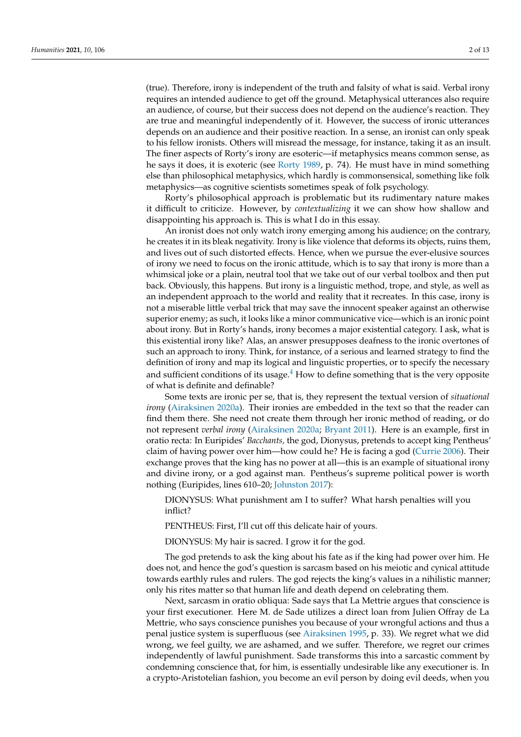(true). Therefore, irony is independent of the truth and falsity of what is said. Verbal irony requires an intended audience to get off the ground. Metaphysical utterances also require an audience, of course, but their success does not depend on the audience's reaction. They are true and meaningful independently of it. However, the success of ironic utterances depends on an audience and their positive reaction. In a sense, an ironist can only speak to his fellow ironists. Others will misread the message, for instance, taking it as an insult. The finer aspects of Rorty's irony are esoteric—if metaphysics means common sense, as he says it does, it is exoteric (see Rorty 1989, p. 74). He must have in mind something else than philosophical metaphysics, which hardly is commonsensical, something like folk metaphysics—as cognitive scientists sometimes speak of folk psychology.

Rorty's philosophical approach is problematic but its rudimentary nature makes it difficult to criticize. However, by *contextualizing* it we can show how shallow and disappointing his approach is. This is what I do in this essay.

An ironist does not only watch irony emerging among his audience; on the contrary, he creates it in its bleak negativity. Irony is like violence that deforms its objects, ruins them, and lives out of such distorted effects. Hence, when we pursue the ever-elusive sources of irony we need to focus on the ironic attitude, which is to say that irony is more than a whimsical joke or a plain, neutral tool that we take out of our verbal toolbox and then put back. Obviously, this happens. But irony is a linguistic method, trope, and style, as well as an independent approach to the world and reality that it recreates. In this case, irony is not a miserable little verbal trick that may save the innocent speaker against an otherwise superior enemy; as such, it looks like a minor communicative vice—which is an ironic point about irony. But in Rorty's hands, irony becomes a major existential category. I ask, what is this existential irony like? Alas, an answer presupposes deafness to the ironic overtones of such an approach to irony. Think, for instance, of a serious and learned strategy to find the definition of irony and map its logical and linguistic properties, or to specify the necessary and sufficient conditions of its usage.[4] How to define something that is the very opposite of what is definite and definable?

Some texts are ironic per se, that is, they represent the textual version of *situational irony* (Airaksinen 2020a). Their ironies are embedded in the text so that the reader can find them there. She need not create them through her ironic method of reading, or do not represent *verbal irony* (Airaksinen 2020a; Bryant 2011). Here is an example, first in oratio recta: In Euripides' *Bacchants,* the god, Dionysus, pretends to accept king Pentheus' claim of having power over him—how could he? He is facing a god (Currie 2006). Their exchange proves that the king has no power at all—this is an example of situational irony and divine irony, or a god against man. Pentheus's supreme political power is worth nothing (Euripides, lines 610–20; Johnston 2017):

> DIONYSUS: What punishment am I to suffer? What harsh penalties will you inflict?
>
> PENTHEUS: First, I'll cut off this delicate hair of yours.
>
> DIONYSUS: My hair is sacred. I grow it for the god.

The god pretends to ask the king about his fate as if the king had power over him. He does not, and hence the god's question is sarcasm based on his meiotic and cynical attitude towards earthly rules and rulers. The god rejects the king's values in a nihilistic manner; only his rites matter so that human life and death depend on celebrating them.

Next, sarcasm in oratio obliqua: Sade says that La Mettrie argues that conscience is your first executioner. Here M. de Sade utilizes a direct loan from Julien Offray de La Mettrie, who says conscience punishes you because of your wrongful actions and thus a penal justice system is superfluous (see Airaksinen 1995, p. 33). We regret what we did wrong, we feel guilty, we are ashamed, and we suffer. Therefore, we regret our crimes independently of lawful punishment. Sade transforms this into a sarcastic comment by condemning conscience that, for him, is essentially undesirable like any executioner is. In a crypto-Aristotelian fashion, you become an evil person by doing evil deeds, when you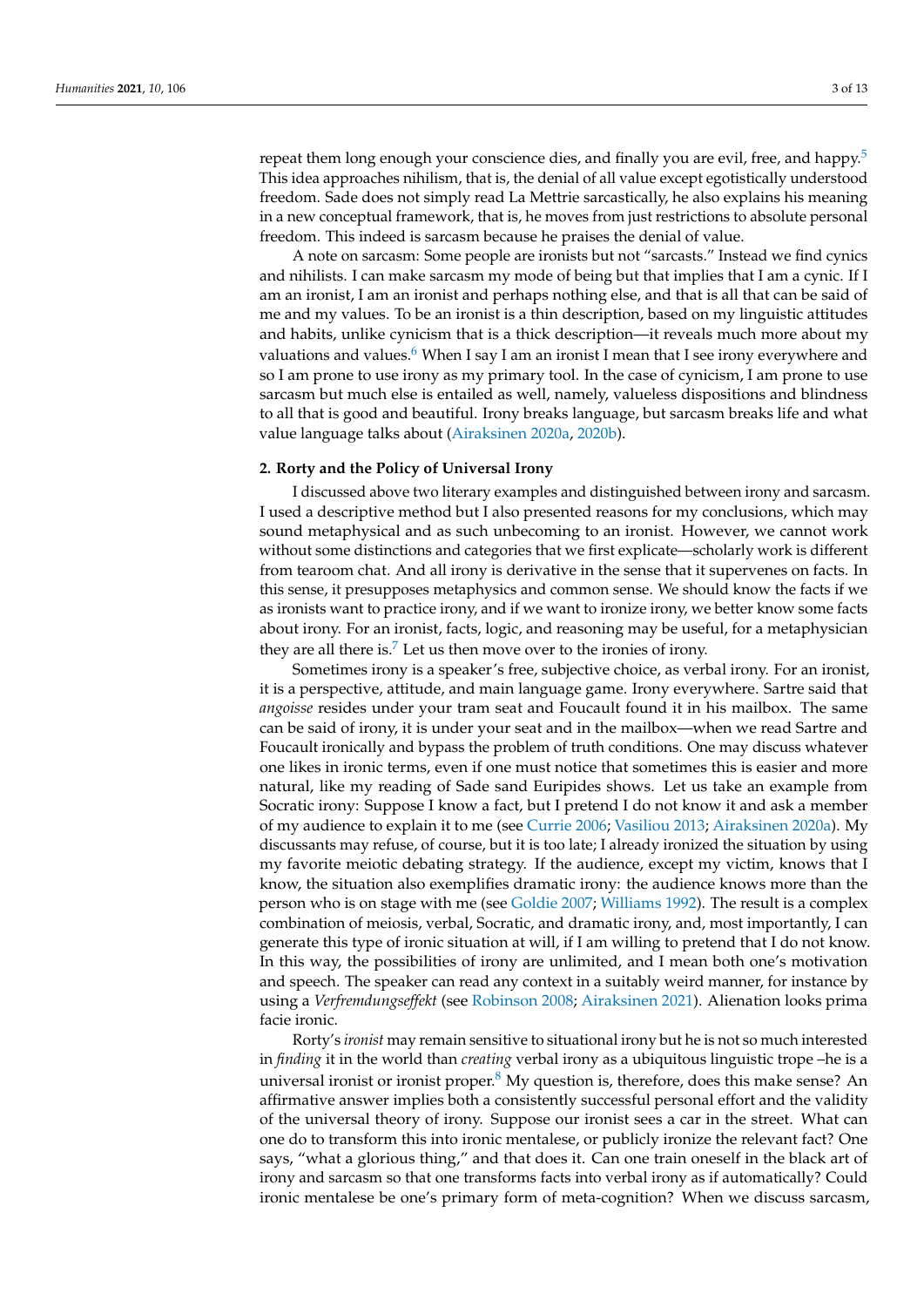repeat them long enough your conscience dies, and finally you are evil, free, and happy.[5] This idea approaches nihilism, that is, the denial of all value except egotistically understood freedom. Sade does not simply read La Mettrie sarcastically, he also explains his meaning in a new conceptual framework, that is, he moves from just restrictions to absolute personal freedom. This indeed is sarcasm because he praises the denial of value.

A note on sarcasm: Some people are ironists but not "sarcasts." Instead we find cynics and nihilists. I can make sarcasm my mode of being but that implies that I am a cynic. If I am an ironist, I am an ironist and perhaps nothing else, and that is all that can be said of me and my values. To be an ironist is a thin description, based on my linguistic attitudes and habits, unlike cynicism that is a thick description—it reveals much more about my valuations and values.[6] When I say I am an ironist I mean that I see irony everywhere and so I am prone to use irony as my primary tool. In the case of cynicism, I am prone to use sarcasm but much else is entailed as well, namely, valueless dispositions and blindness to all that is good and beautiful. Irony breaks language, but sarcasm breaks life and what value language talks about (Airaksinen 2020a, 2020b).

## 2. Rorty and the Policy of Universal Irony

I discussed above two literary examples and distinguished between irony and sarcasm. I used a descriptive method but I also presented reasons for my conclusions, which may sound metaphysical and as such unbecoming to an ironist. However, we cannot work without some distinctions and categories that we first explicate—scholarly work is different from tearoom chat. And all irony is derivative in the sense that it supervenes on facts. In this sense, it presupposes metaphysics and common sense. We should know the facts if we as ironists want to practice irony, and if we want to ironize irony, we better know some facts about irony. For an ironist, facts, logic, and reasoning may be useful, for a metaphysician they are all there is.[7] Let us then move over to the ironies of irony.

Sometimes irony is a speaker's free, subjective choice, as verbal irony. For an ironist, it is a perspective, attitude, and main language game. Irony everywhere. Sartre said that *angoisse* resides under your tram seat and Foucault found it in his mailbox. The same can be said of irony, it is under your seat and in the mailbox—when we read Sartre and Foucault ironically and bypass the problem of truth conditions. One may discuss whatever one likes in ironic terms, even if one must notice that sometimes this is easier and more natural, like my reading of Sade sand Euripides shows. Let us take an example from Socratic irony: Suppose I know a fact, but I pretend I do not know it and ask a member of my audience to explain it to me (see Currie 2006; Vasiliou 2013; Airaksinen 2020a). My discussants may refuse, of course, but it is too late; I already ironized the situation by using my favorite meiotic debating strategy. If the audience, except my victim, knows that I know, the situation also exemplifies dramatic irony: the audience knows more than the person who is on stage with me (see Goldie 2007; Williams 1992). The result is a complex combination of meiosis, verbal, Socratic, and dramatic irony, and, most importantly, I can generate this type of ironic situation at will, if I am willing to pretend that I do not know. In this way, the possibilities of irony are unlimited, and I mean both one's motivation and speech. The speaker can read any context in a suitably weird manner, for instance by using a *Verfremdungseffekt* (see Robinson 2008; Airaksinen 2021). Alienation looks prima facie ironic.

Rorty's *ironist* may remain sensitive to situational irony but he is not so much interested in *finding* it in the world than *creating* verbal irony as a ubiquitous linguistic trope –he is a universal ironist or ironist proper.[8] My question is, therefore, does this make sense? An affirmative answer implies both a consistently successful personal effort and the validity of the universal theory of irony. Suppose our ironist sees a car in the street. What can one do to transform this into ironic mentalese, or publicly ironize the relevant fact? One says, "what a glorious thing," and that does it. Can one train oneself in the black art of irony and sarcasm so that one transforms facts into verbal irony as if automatically? Could ironic mentalese be one's primary form of meta-cognition? When we discuss sarcasm,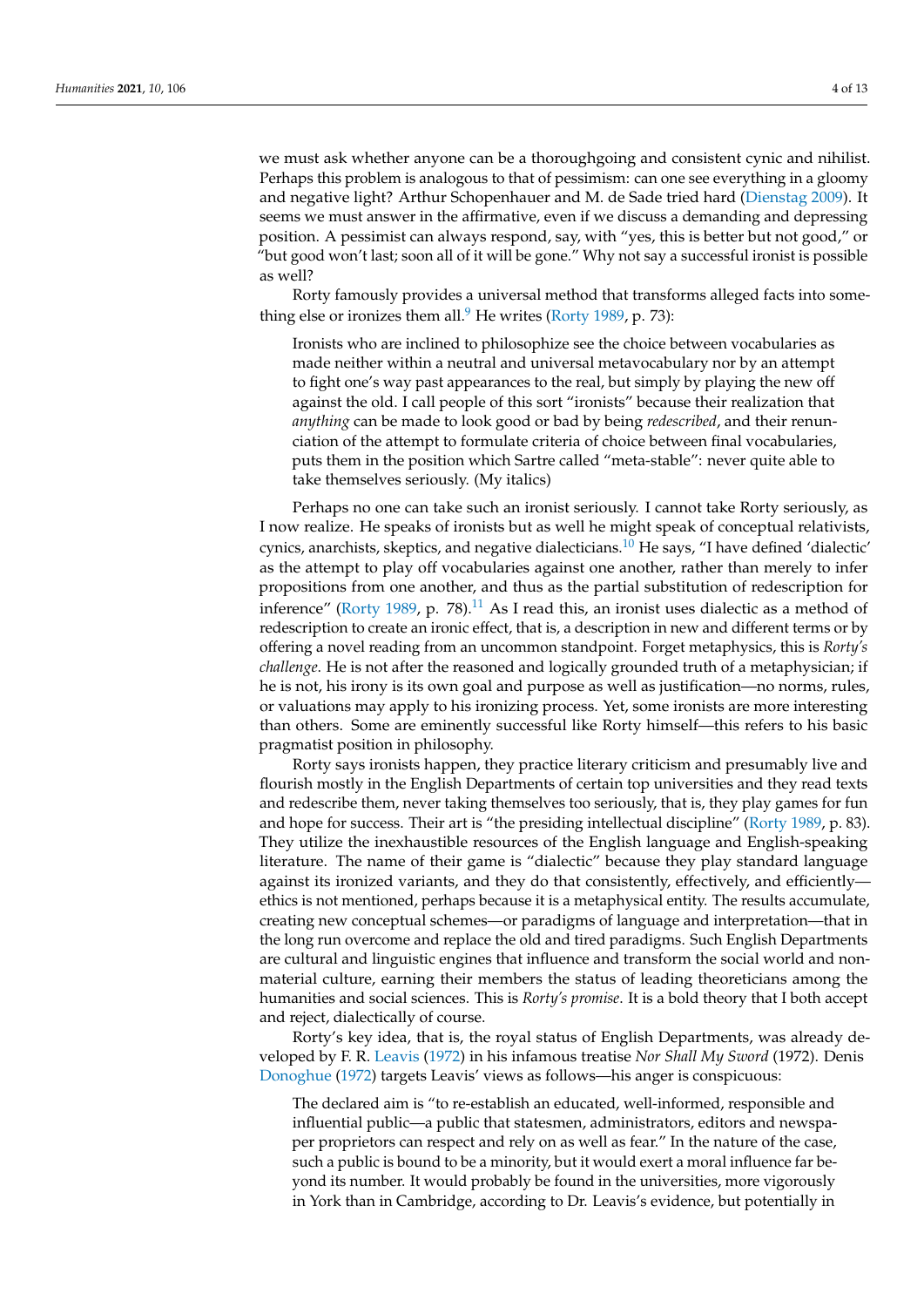we must ask whether anyone can be a thoroughgoing and consistent cynic and nihilist. Perhaps this problem is analogous to that of pessimism: can one see everything in a gloomy and negative light? Arthur Schopenhauer and M. de Sade tried hard (Dienstag 2009). It seems we must answer in the affirmative, even if we discuss a demanding and depressing position. A pessimist can always respond, say, with "yes, this is better but not good," or "but good won't last; soon all of it will be gone." Why not say a successful ironist is possible as well?

Rorty famously provides a universal method that transforms alleged facts into something else or ironizes them all.[9] He writes (Rorty 1989, p. 73):

> Ironists who are inclined to philosophize see the choice between vocabularies as made neither within a neutral and universal metavocabulary nor by an attempt to fight one's way past appearances to the real, but simply by playing the new off against the old. I call people of this sort "ironists" because their realization that *anything* can be made to look good or bad by being *redescribed*, and their renunciation of the attempt to formulate criteria of choice between final vocabularies, puts them in the position which Sartre called "meta-stable": never quite able to take themselves seriously. (My italics)

Perhaps no one can take such an ironist seriously. I cannot take Rorty seriously, as I now realize. He speaks of ironists but as well he might speak of conceptual relativists, cynics, anarchists, skeptics, and negative dialecticians.[10] He says, "I have defined 'dialectic' as the attempt to play off vocabularies against one another, rather than merely to infer propositions from one another, and thus as the partial substitution of redescription for inference" (Rorty 1989, p. 78).[11] As I read this, an ironist uses dialectic as a method of redescription to create an ironic effect, that is, a description in new and different terms or by offering a novel reading from an uncommon standpoint. Forget metaphysics, this is *Rorty's challenge*. He is not after the reasoned and logically grounded truth of a metaphysician; if he is not, his irony is its own goal and purpose as well as justification—no norms, rules, or valuations may apply to his ironizing process. Yet, some ironists are more interesting than others. Some are eminently successful like Rorty himself—this refers to his basic pragmatist position in philosophy.

Rorty says ironists happen, they practice literary criticism and presumably live and flourish mostly in the English Departments of certain top universities and they read texts and redescribe them, never taking themselves too seriously, that is, they play games for fun and hope for success. Their art is "the presiding intellectual discipline" (Rorty 1989, p. 83). They utilize the inexhaustible resources of the English language and English-speaking literature. The name of their game is "dialectic" because they play standard language against its ironized variants, and they do that consistently, effectively, and efficiently—ethics is not mentioned, perhaps because it is a metaphysical entity. The results accumulate, creating new conceptual schemes—or paradigms of language and interpretation—that in the long run overcome and replace the old and tired paradigms. Such English Departments are cultural and linguistic engines that influence and transform the social world and nonmaterial culture, earning their members the status of leading theoreticians among the humanities and social sciences. This is *Rorty's promise*. It is a bold theory that I both accept and reject, dialectically of course.

Rorty's key idea, that is, the royal status of English Departments, was already developed by F. R. Leavis (1972) in his infamous treatise *Nor Shall My Sword* (1972). Denis Donoghue (1972) targets Leavis' views as follows—his anger is conspicuous:

> The declared aim is "to re-establish an educated, well-informed, responsible and influential public—a public that statesmen, administrators, editors and newspaper proprietors can respect and rely on as well as fear." In the nature of the case, such a public is bound to be a minority, but it would exert a moral influence far beyond its number. It would probably be found in the universities, more vigorously in York than in Cambridge, according to Dr. Leavis's evidence, but potentially in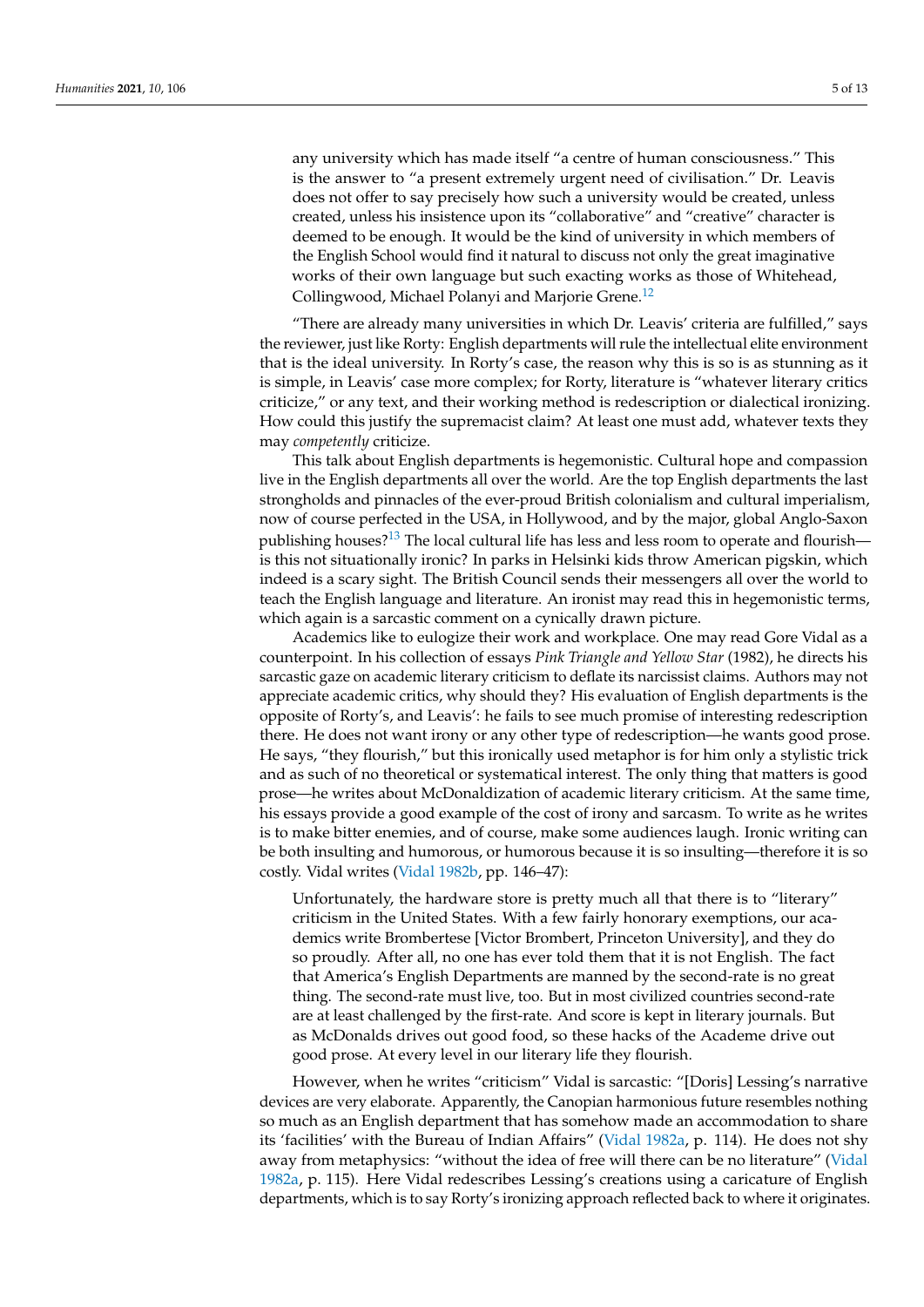> any university which has made itself "a centre of human consciousness." This is the answer to "a present extremely urgent need of civilisation." Dr. Leavis does not offer to say precisely how such a university would be created, unless created, unless his insistence upon its "collaborative" and "creative" character is deemed to be enough. It would be the kind of university in which members of the English School would find it natural to discuss not only the great imaginative works of their own language but such exacting works as those of Whitehead, Collingwood, Michael Polanyi and Marjorie Grene.[12]

"There are already many universities in which Dr. Leavis' criteria are fulfilled," says the reviewer, just like Rorty: English departments will rule the intellectual elite environment that is the ideal university. In Rorty's case, the reason why this is so is as stunning as it is simple, in Leavis' case more complex; for Rorty, literature is "whatever literary critics criticize," or any text, and their working method is redescription or dialectical ironizing. How could this justify the supremacist claim? At least one must add, whatever texts they may *competently* criticize.

This talk about English departments is hegemonistic. Cultural hope and compassion live in the English departments all over the world. Are the top English departments the last strongholds and pinnacles of the ever-proud British colonialism and cultural imperialism, now of course perfected in the USA, in Hollywood, and by the major, global Anglo-Saxon publishing houses?[13] The local cultural life has less and less room to operate and flourish—is this not situationally ironic? In parks in Helsinki kids throw American pigskin, which indeed is a scary sight. The British Council sends their messengers all over the world to teach the English language and literature. An ironist may read this in hegemonistic terms, which again is a sarcastic comment on a cynically drawn picture.

Academics like to eulogize their work and workplace. One may read Gore Vidal as a counterpoint. In his collection of essays *Pink Triangle and Yellow Star* (1982), he directs his sarcastic gaze on academic literary criticism to deflate its narcissist claims. Authors may not appreciate academic critics, why should they? His evaluation of English departments is the opposite of Rorty's, and Leavis': he fails to see much promise of interesting redescription there. He does not want irony or any other type of redescription—he wants good prose. He says, "they flourish," but this ironically used metaphor is for him only a stylistic trick and as such of no theoretical or systematical interest. The only thing that matters is good prose—he writes about McDonaldization of academic literary criticism. At the same time, his essays provide a good example of the cost of irony and sarcasm. To write as he writes is to make bitter enemies, and of course, make some audiences laugh. Ironic writing can be both insulting and humorous, or humorous because it is so insulting—therefore it is so costly. Vidal writes (Vidal 1982b, pp. 146–47):

> Unfortunately, the hardware store is pretty much all that there is to "literary" criticism in the United States. With a few fairly honorary exemptions, our academics write Brombertese [Victor Brombert, Princeton University], and they do so proudly. After all, no one has ever told them that it is not English. The fact that America's English Departments are manned by the second-rate is no great thing. The second-rate must live, too. But in most civilized countries second-rate are at least challenged by the first-rate. And score is kept in literary journals. But as McDonalds drives out good food, so these hacks of the Academe drive out good prose. At every level in our literary life they flourish.

However, when he writes "criticism" Vidal is sarcastic: "[Doris] Lessing's narrative devices are very elaborate. Apparently, the Canopian harmonious future resembles nothing so much as an English department that has somehow made an accommodation to share its 'facilities' with the Bureau of Indian Affairs" (Vidal 1982a, p. 114). He does not shy away from metaphysics: "without the idea of free will there can be no literature" (Vidal 1982a, p. 115). Here Vidal redescribes Lessing's creations using a caricature of English departments, which is to say Rorty's ironizing approach reflected back to where it originates.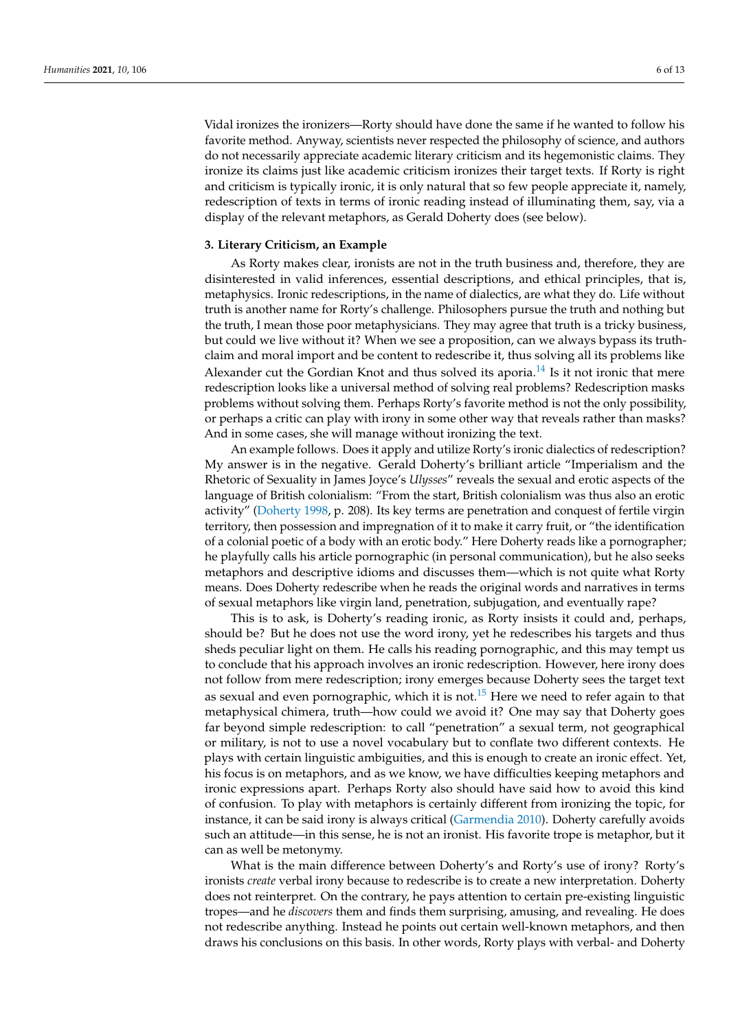Vidal ironizes the ironizers—Rorty should have done the same if he wanted to follow his favorite method. Anyway, scientists never respected the philosophy of science, and authors do not necessarily appreciate academic literary criticism and its hegemonistic claims. They ironize its claims just like academic criticism ironizes their target texts. If Rorty is right and criticism is typically ironic, it is only natural that so few people appreciate it, namely, redescription of texts in terms of ironic reading instead of illuminating them, say, via a display of the relevant metaphors, as Gerald Doherty does (see below).

### 3. Literary Criticism, an Example

As Rorty makes clear, ironists are not in the truth business and, therefore, they are disinterested in valid inferences, essential descriptions, and ethical principles, that is, metaphysics. Ironic redescriptions, in the name of dialectics, are what they do. Life without truth is another name for Rorty's challenge. Philosophers pursue the truth and nothing but the truth, I mean those poor metaphysicians. They may agree that truth is a tricky business, but could we live without it? When we see a proposition, can we always bypass its truth-claim and moral import and be content to redescribe it, thus solving all its problems like Alexander cut the Gordian Knot and thus solved its aporia.[14] Is it not ironic that mere redescription looks like a universal method of solving real problems? Redescription masks problems without solving them. Perhaps Rorty's favorite method is not the only possibility, or perhaps a critic can play with irony in some other way that reveals rather than masks? And in some cases, she will manage without ironizing the text.

An example follows. Does it apply and utilize Rorty's ironic dialectics of redescription? My answer is in the negative. Gerald Doherty's brilliant article "Imperialism and the Rhetoric of Sexuality in James Joyce's *Ulysses*" reveals the sexual and erotic aspects of the language of British colonialism: "From the start, British colonialism was thus also an erotic activity" (Doherty 1998, p. 208). Its key terms are penetration and conquest of fertile virgin territory, then possession and impregnation of it to make it carry fruit, or "the identification of a colonial poetic of a body with an erotic body." Here Doherty reads like a pornographer; he playfully calls his article pornographic (in personal communication), but he also seeks metaphors and descriptive idioms and discusses them—which is not quite what Rorty means. Does Doherty redescribe when he reads the original words and narratives in terms of sexual metaphors like virgin land, penetration, subjugation, and eventually rape?

This is to ask, is Doherty's reading ironic, as Rorty insists it could and, perhaps, should be? But he does not use the word irony, yet he redescribes his targets and thus sheds peculiar light on them. He calls his reading pornographic, and this may tempt us to conclude that his approach involves an ironic redescription. However, here irony does not follow from mere redescription; irony emerges because Doherty sees the target text as sexual and even pornographic, which it is not.[15] Here we need to refer again to that metaphysical chimera, truth—how could we avoid it? One may say that Doherty goes far beyond simple redescription: to call "penetration" a sexual term, not geographical or military, is not to use a novel vocabulary but to conflate two different contexts. He plays with certain linguistic ambiguities, and this is enough to create an ironic effect. Yet, his focus is on metaphors, and as we know, we have difficulties keeping metaphors and ironic expressions apart. Perhaps Rorty also should have said how to avoid this kind of confusion. To play with metaphors is certainly different from ironizing the topic, for instance, it can be said irony is always critical (Garmendia 2010). Doherty carefully avoids such an attitude—in this sense, he is not an ironist. His favorite trope is metaphor, but it can as well be metonymy.

What is the main difference between Doherty's and Rorty's use of irony? Rorty's ironists *create* verbal irony because to redescribe is to create a new interpretation. Doherty does not reinterpret. On the contrary, he pays attention to certain pre-existing linguistic tropes—and he *discovers* them and finds them surprising, amusing, and revealing. He does not redescribe anything. Instead he points out certain well-known metaphors, and then draws his conclusions on this basis. In other words, Rorty plays with verbal- and Doherty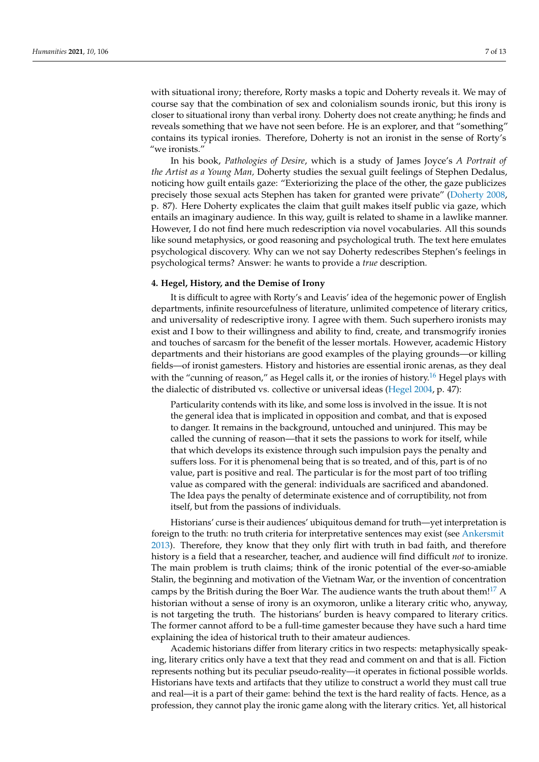with situational irony; therefore, Rorty masks a topic and Doherty reveals it. We may of course say that the combination of sex and colonialism sounds ironic, but this irony is closer to situational irony than verbal irony. Doherty does not create anything; he finds and reveals something that we have not seen before. He is an explorer, and that "something" contains its typical ironies. Therefore, Doherty is not an ironist in the sense of Rorty's "we ironists."

In his book, *Pathologies of Desire*, which is a study of James Joyce's *A Portrait of the Artist as a Young Man,* Doherty studies the sexual guilt feelings of Stephen Dedalus, noticing how guilt entails gaze: "Exteriorizing the place of the other, the gaze publicizes precisely those sexual acts Stephen has taken for granted were private" (Doherty 2008, p. 87). Here Doherty explicates the claim that guilt makes itself public via gaze, which entails an imaginary audience. In this way, guilt is related to shame in a lawlike manner. However, I do not find here much redescription via novel vocabularies. All this sounds like sound metaphysics, or good reasoning and psychological truth. The text here emulates psychological discovery. Why can we not say Doherty redescribes Stephen's feelings in psychological terms? Answer: he wants to provide a *true* description.

## 4. Hegel, History, and the Demise of Irony

It is difficult to agree with Rorty's and Leavis' idea of the hegemonic power of English departments, infinite resourcefulness of literature, unlimited competence of literary critics, and universality of redescriptive irony. I agree with them. Such superhero ironists may exist and I bow to their willingness and ability to find, create, and transmogrify ironies and touches of sarcasm for the benefit of the lesser mortals. However, academic History departments and their historians are good examples of the playing grounds—or killing fields—of ironist gamesters. History and histories are essential ironic arenas, as they deal with the "cunning of reason," as Hegel calls it, or the ironies of history.[16] Hegel plays with the dialectic of distributed vs. collective or universal ideas (Hegel 2004, p. 47):

> Particularity contends with its like, and some loss is involved in the issue. It is not the general idea that is implicated in opposition and combat, and that is exposed to danger. It remains in the background, untouched and uninjured. This may be called the cunning of reason—that it sets the passions to work for itself, while that which develops its existence through such impulsion pays the penalty and suffers loss. For it is phenomenal being that is so treated, and of this, part is of no value, part is positive and real. The particular is for the most part of too trifling value as compared with the general: individuals are sacrificed and abandoned. The Idea pays the penalty of determinate existence and of corruptibility, not from itself, but from the passions of individuals.

Historians' curse is their audiences' ubiquitous demand for truth—yet interpretation is foreign to the truth: no truth criteria for interpretative sentences may exist (see Ankersmit 2013). Therefore, they know that they only flirt with truth in bad faith, and therefore history is a field that a researcher, teacher, and audience will find difficult *not* to ironize. The main problem is truth claims; think of the ironic potential of the ever-so-amiable Stalin, the beginning and motivation of the Vietnam War, or the invention of concentration camps by the British during the Boer War. The audience wants the truth about them![17] A historian without a sense of irony is an oxymoron, unlike a literary critic who, anyway, is not targeting the truth. The historians' burden is heavy compared to literary critics. The former cannot afford to be a full-time gamester because they have such a hard time explaining the idea of historical truth to their amateur audiences.

Academic historians differ from literary critics in two respects: metaphysically speaking, literary critics only have a text that they read and comment on and that is all. Fiction represents nothing but its peculiar pseudo-reality—it operates in fictional possible worlds. Historians have texts and artifacts that they utilize to construct a world they must call true and real—it is a part of their game: behind the text is the hard reality of facts. Hence, as a profession, they cannot play the ironic game along with the literary critics. Yet, all historical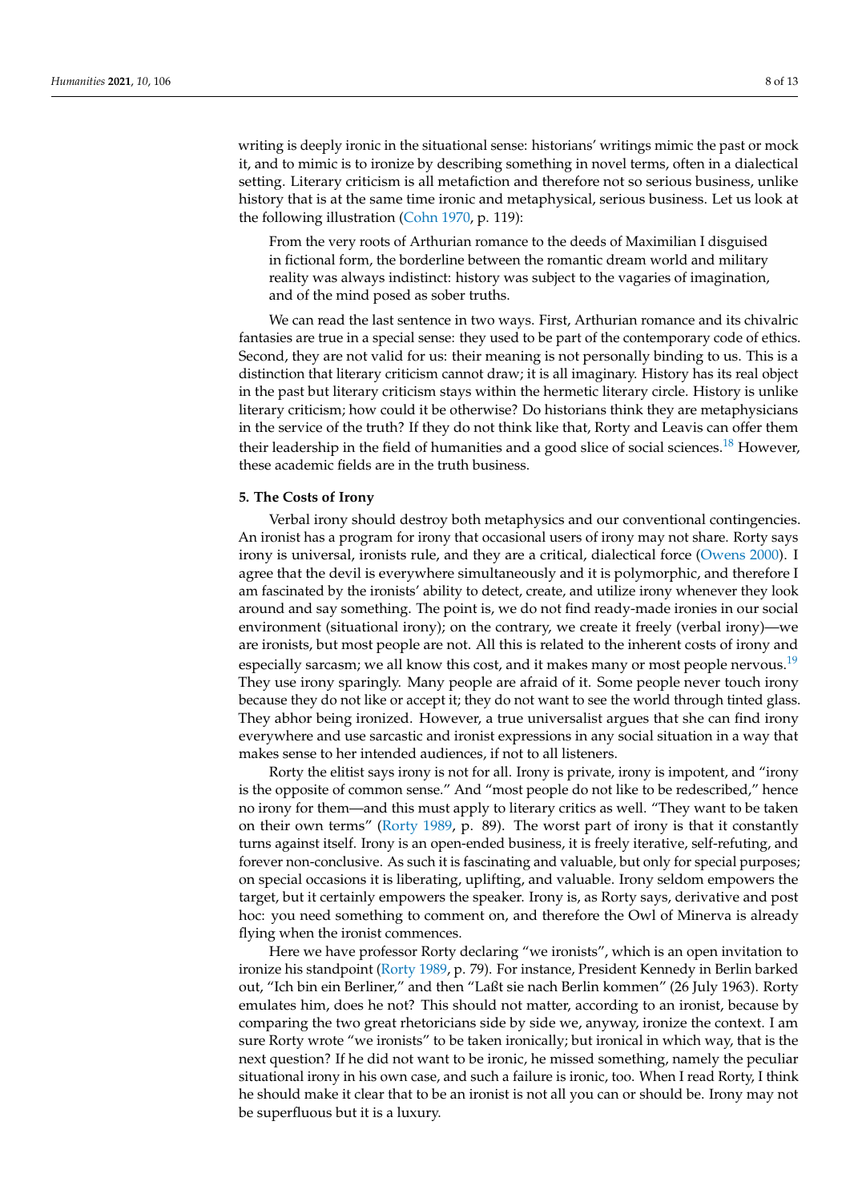writing is deeply ironic in the situational sense: historians' writings mimic the past or mock it, and to mimic is to ironize by describing something in novel terms, often in a dialectical setting. Literary criticism is all metafiction and therefore not so serious business, unlike history that is at the same time ironic and metaphysical, serious business. Let us look at the following illustration (Cohn 1970, p. 119):

> From the very roots of Arthurian romance to the deeds of Maximilian I disguised in fictional form, the borderline between the romantic dream world and military reality was always indistinct: history was subject to the vagaries of imagination, and of the mind posed as sober truths.

We can read the last sentence in two ways. First, Arthurian romance and its chivalric fantasies are true in a special sense: they used to be part of the contemporary code of ethics. Second, they are not valid for us: their meaning is not personally binding to us. This is a distinction that literary criticism cannot draw; it is all imaginary. History has its real object in the past but literary criticism stays within the hermetic literary circle. History is unlike literary criticism; how could it be otherwise? Do historians think they are metaphysicians in the service of the truth? If they do not think like that, Rorty and Leavis can offer them their leadership in the field of humanities and a good slice of social sciences.[18] However, these academic fields are in the truth business.

## 5. The Costs of Irony

Verbal irony should destroy both metaphysics and our conventional contingencies. An ironist has a program for irony that occasional users of irony may not share. Rorty says irony is universal, ironists rule, and they are a critical, dialectical force (Owens 2000). I agree that the devil is everywhere simultaneously and it is polymorphic, and therefore I am fascinated by the ironists' ability to detect, create, and utilize irony whenever they look around and say something. The point is, we do not find ready-made ironies in our social environment (situational irony); on the contrary, we create it freely (verbal irony)—we are ironists, but most people are not. All this is related to the inherent costs of irony and especially sarcasm; we all know this cost, and it makes many or most people nervous.[19] They use irony sparingly. Many people are afraid of it. Some people never touch irony because they do not like or accept it; they do not want to see the world through tinted glass. They abhor being ironized. However, a true universalist argues that she can find irony everywhere and use sarcastic and ironist expressions in any social situation in a way that makes sense to her intended audiences, if not to all listeners.

Rorty the elitist says irony is not for all. Irony is private, irony is impotent, and "irony is the opposite of common sense." And "most people do not like to be redescribed," hence no irony for them—and this must apply to literary critics as well. "They want to be taken on their own terms" (Rorty 1989, p. 89). The worst part of irony is that it constantly turns against itself. Irony is an open-ended business, it is freely iterative, self-refuting, and forever non-conclusive. As such it is fascinating and valuable, but only for special purposes; on special occasions it is liberating, uplifting, and valuable. Irony seldom empowers the target, but it certainly empowers the speaker. Irony is, as Rorty says, derivative and post hoc: you need something to comment on, and therefore the Owl of Minerva is already flying when the ironist commences.

Here we have professor Rorty declaring "we ironists", which is an open invitation to ironize his standpoint (Rorty 1989, p. 79). For instance, President Kennedy in Berlin barked out, "Ich bin ein Berliner," and then "Laßt sie nach Berlin kommen" (26 July 1963). Rorty emulates him, does he not? This should not matter, according to an ironist, because by comparing the two great rhetoricians side by side we, anyway, ironize the context. I am sure Rorty wrote "we ironists" to be taken ironically; but ironical in which way, that is the next question? If he did not want to be ironic, he missed something, namely the peculiar situational irony in his own case, and such a failure is ironic, too. When I read Rorty, I think he should make it clear that to be an ironist is not all you can or should be. Irony may not be superfluous but it is a luxury.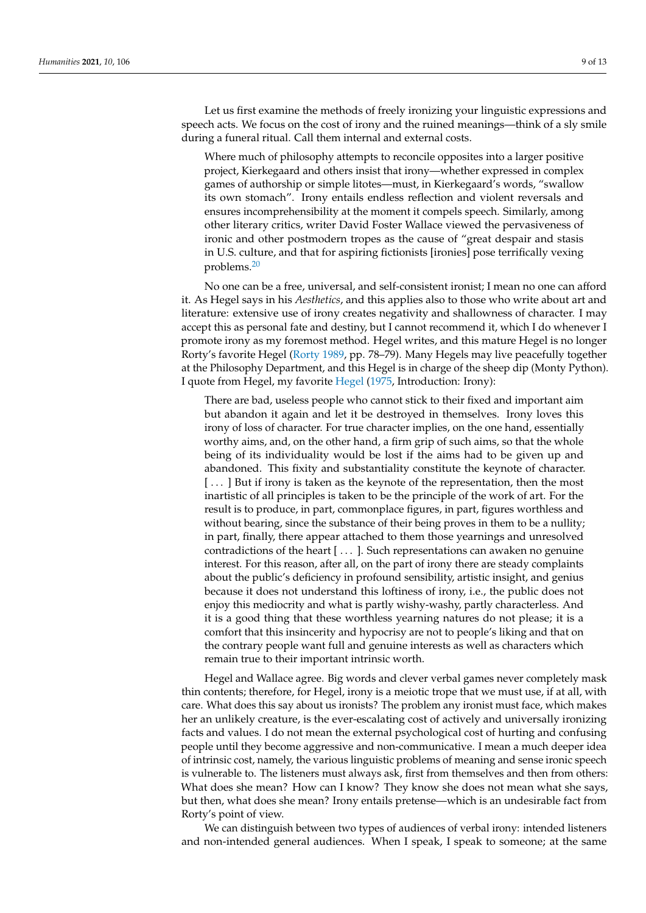Let us first examine the methods of freely ironizing your linguistic expressions and speech acts. We focus on the cost of irony and the ruined meanings—think of a sly smile during a funeral ritual. Call them internal and external costs.

> Where much of philosophy attempts to reconcile opposites into a larger positive project, Kierkegaard and others insist that irony—whether expressed in complex games of authorship or simple litotes—must, in Kierkegaard's words, "swallow its own stomach". Irony entails endless reflection and violent reversals and ensures incomprehensibility at the moment it compels speech. Similarly, among other literary critics, writer David Foster Wallace viewed the pervasiveness of ironic and other postmodern tropes as the cause of "great despair and stasis in U.S. culture, and that for aspiring fictionists [ironies] pose terrifically vexing problems.[20]

No one can be a free, universal, and self-consistent ironist; I mean no one can afford it. As Hegel says in his *Aesthetics*, and this applies also to those who write about art and literature: extensive use of irony creates negativity and shallowness of character. I may accept this as personal fate and destiny, but I cannot recommend it, which I do whenever I promote irony as my foremost method. Hegel writes, and this mature Hegel is no longer Rorty's favorite Hegel (Rorty 1989, pp. 78–79). Many Hegels may live peacefully together at the Philosophy Department, and this Hegel is in charge of the sheep dip (Monty Python). I quote from Hegel, my favorite Hegel (1975, Introduction: Irony):

> There are bad, useless people who cannot stick to their fixed and important aim but abandon it again and let it be destroyed in themselves. Irony loves this irony of loss of character. For true character implies, on the one hand, essentially worthy aims, and, on the other hand, a firm grip of such aims, so that the whole being of its individuality would be lost if the aims had to be given up and abandoned. This fixity and substantiality constitute the keynote of character. [ . . . ] But if irony is taken as the keynote of the representation, then the most inartistic of all principles is taken to be the principle of the work of art. For the result is to produce, in part, commonplace figures, in part, figures worthless and without bearing, since the substance of their being proves in them to be a nullity; in part, finally, there appear attached to them those yearnings and unresolved contradictions of the heart [ . . . ]. Such representations can awaken no genuine interest. For this reason, after all, on the part of irony there are steady complaints about the public's deficiency in profound sensibility, artistic insight, and genius because it does not understand this loftiness of irony, i.e., the public does not enjoy this mediocrity and what is partly wishy-washy, partly characterless. And it is a good thing that these worthless yearning natures do not please; it is a comfort that this insincerity and hypocrisy are not to people's liking and that on the contrary people want full and genuine interests as well as characters which remain true to their important intrinsic worth.

Hegel and Wallace agree. Big words and clever verbal games never completely mask thin contents; therefore, for Hegel, irony is a meiotic trope that we must use, if at all, with care. What does this say about us ironists? The problem any ironist must face, which makes her an unlikely creature, is the ever-escalating cost of actively and universally ironizing facts and values. I do not mean the external psychological cost of hurting and confusing people until they become aggressive and non-communicative. I mean a much deeper idea of intrinsic cost, namely, the various linguistic problems of meaning and sense ironic speech is vulnerable to. The listeners must always ask, first from themselves and then from others: What does she mean? How can I know? They know she does not mean what she says, but then, what does she mean? Irony entails pretense—which is an undesirable fact from Rorty's point of view.

We can distinguish between two types of audiences of verbal irony: intended listeners and non-intended general audiences. When I speak, I speak to someone; at the same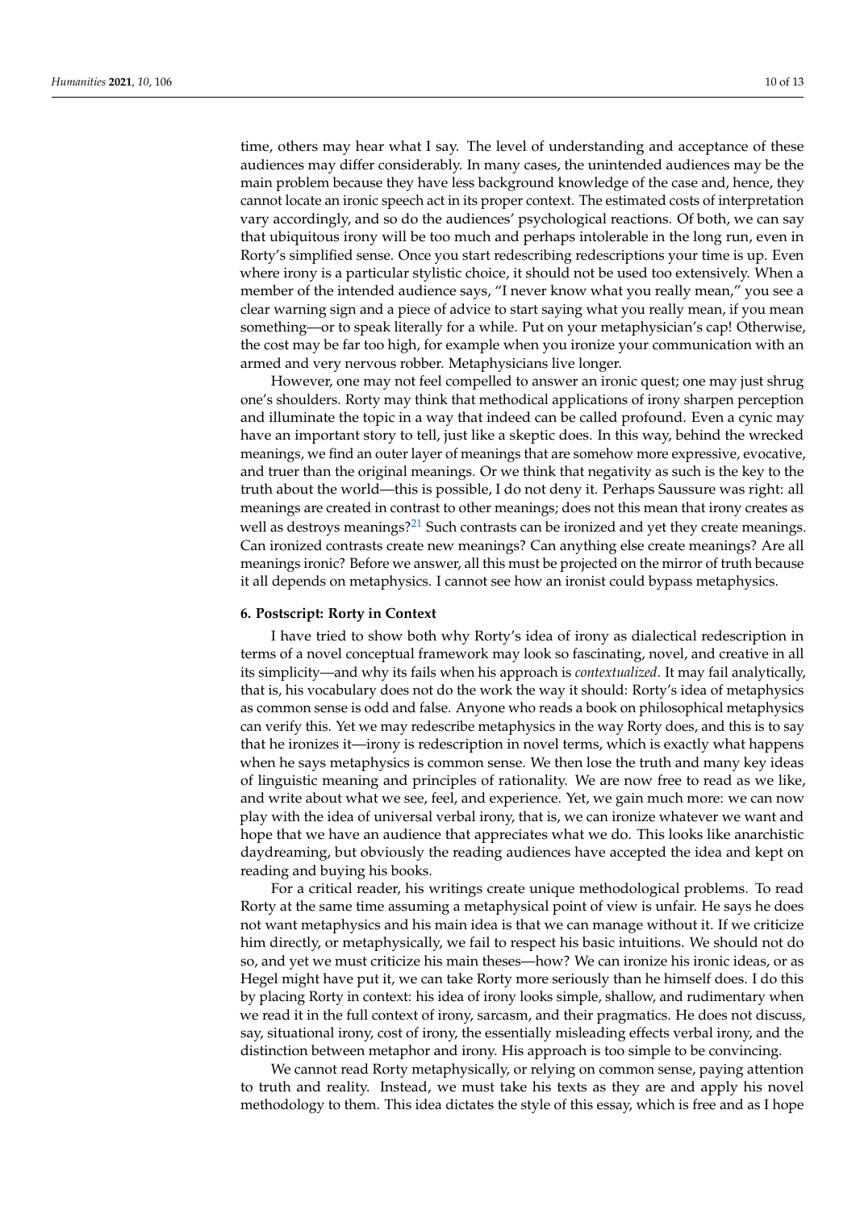time, others may hear what I say. The level of understanding and acceptance of these audiences may differ considerably. In many cases, the unintended audiences may be the main problem because they have less background knowledge of the case and, hence, they cannot locate an ironic speech act in its proper context. The estimated costs of interpretation vary accordingly, and so do the audiences' psychological reactions. Of both, we can say that ubiquitous irony will be too much and perhaps intolerable in the long run, even in Rorty's simplified sense. Once you start redescribing redescriptions your time is up. Even where irony is a particular stylistic choice, it should not be used too extensively. When a member of the intended audience says, "I never know what you really mean," you see a clear warning sign and a piece of advice to start saying what you really mean, if you mean something—or to speak literally for a while. Put on your metaphysician's cap! Otherwise, the cost may be far too high, for example when you ironize your communication with an armed and very nervous robber. Metaphysicians live longer.

However, one may not feel compelled to answer an ironic quest; one may just shrug one's shoulders. Rorty may think that methodical applications of irony sharpen perception and illuminate the topic in a way that indeed can be called profound. Even a cynic may have an important story to tell, just like a skeptic does. In this way, behind the wrecked meanings, we find an outer layer of meanings that are somehow more expressive, evocative, and truer than the original meanings. Or we think that negativity as such is the key to the truth about the world—this is possible, I do not deny it. Perhaps Saussure was right: all meanings are created in contrast to other meanings; does not this mean that irony creates as well as destroys meanings?[21] Such contrasts can be ironized and yet they create meanings. Can ironized contrasts create new meanings? Can anything else create meanings? Are all meanings ironic? Before we answer, all this must be projected on the mirror of truth because it all depends on metaphysics. I cannot see how an ironist could bypass metaphysics.

## 6. Postscript: Rorty in Context

I have tried to show both why Rorty's idea of irony as dialectical redescription in terms of a novel conceptual framework may look so fascinating, novel, and creative in all its simplicity—and why its fails when his approach is *contextualized*. It may fail analytically, that is, his vocabulary does not do the work the way it should: Rorty's idea of metaphysics as common sense is odd and false. Anyone who reads a book on philosophical metaphysics can verify this. Yet we may redescribe metaphysics in the way Rorty does, and this is to say that he ironizes it—irony is redescription in novel terms, which is exactly what happens when he says metaphysics is common sense. We then lose the truth and many key ideas of linguistic meaning and principles of rationality. We are now free to read as we like, and write about what we see, feel, and experience. Yet, we gain much more: we can now play with the idea of universal verbal irony, that is, we can ironize whatever we want and hope that we have an audience that appreciates what we do. This looks like anarchistic daydreaming, but obviously the reading audiences have accepted the idea and kept on reading and buying his books.

For a critical reader, his writings create unique methodological problems. To read Rorty at the same time assuming a metaphysical point of view is unfair. He says he does not want metaphysics and his main idea is that we can manage without it. If we criticize him directly, or metaphysically, we fail to respect his basic intuitions. We should not do so, and yet we must criticize his main theses—how? We can ironize his ironic ideas, or as Hegel might have put it, we can take Rorty more seriously than he himself does. I do this by placing Rorty in context: his idea of irony looks simple, shallow, and rudimentary when we read it in the full context of irony, sarcasm, and their pragmatics. He does not discuss, say, situational irony, cost of irony, the essentially misleading effects verbal irony, and the distinction between metaphor and irony. His approach is too simple to be convincing.

We cannot read Rorty metaphysically, or relying on common sense, paying attention to truth and reality. Instead, we must take his texts as they are and apply his novel methodology to them. This idea dictates the style of this essay, which is free and as I hope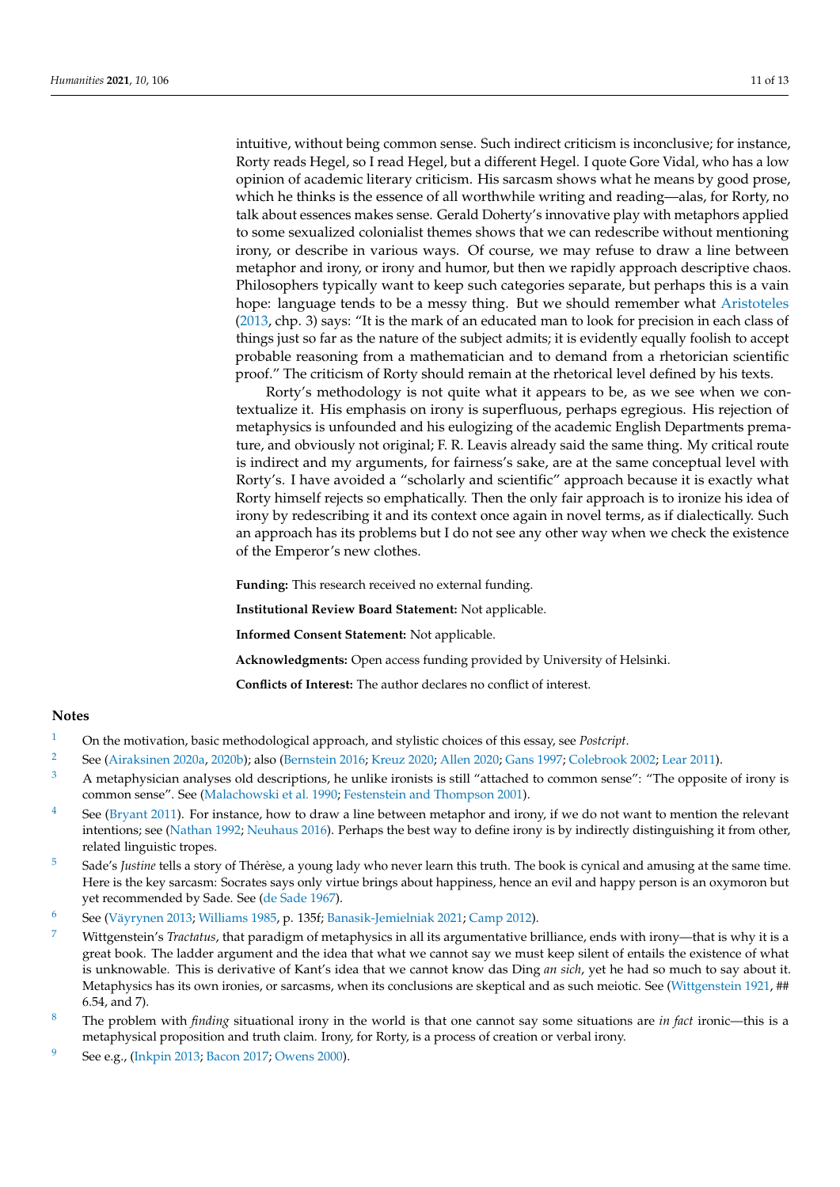intuitive, without being common sense. Such indirect criticism is inconclusive; for instance, Rorty reads Hegel, so I read Hegel, but a different Hegel. I quote Gore Vidal, who has a low opinion of academic literary criticism. His sarcasm shows what he means by good prose, which he thinks is the essence of all worthwhile writing and reading—alas, for Rorty, no talk about essences makes sense. Gerald Doherty's innovative play with metaphors applied to some sexualized colonialist themes shows that we can redescribe without mentioning irony, or describe in various ways. Of course, we may refuse to draw a line between metaphor and irony, or irony and humor, but then we rapidly approach descriptive chaos. Philosophers typically want to keep such categories separate, but perhaps this is a vain hope: language tends to be a messy thing. But we should remember what Aristoteles (2013, chp. 3) says: "It is the mark of an educated man to look for precision in each class of things just so far as the nature of the subject admits; it is evidently equally foolish to accept probable reasoning from a mathematician and to demand from a rhetorician scientific proof." The criticism of Rorty should remain at the rhetorical level defined by his texts.

Rorty's methodology is not quite what it appears to be, as we see when we contextualize it. His emphasis on irony is superfluous, perhaps egregious. His rejection of metaphysics is unfounded and his eulogizing of the academic English Departments premature, and obviously not original; F. R. Leavis already said the same thing. My critical route is indirect and my arguments, for fairness's sake, are at the same conceptual level with Rorty's. I have avoided a "scholarly and scientific" approach because it is exactly what Rorty himself rejects so emphatically. Then the only fair approach is to ironize his idea of irony by redescribing it and its context once again in novel terms, as if dialectically. Such an approach has its problems but I do not see any other way when we check the existence of the Emperor's new clothes.

**Funding:** This research received no external funding.

**Institutional Review Board Statement:** Not applicable.

**Informed Consent Statement:** Not applicable.

**Acknowledgments:** Open access funding provided by University of Helsinki.

**Conflicts of Interest:** The author declares no conflict of interest.

## Notes

1. On the motivation, basic methodological approach, and stylistic choices of this essay, see *Postcript*.
2. See (Airaksinen 2020a, 2020b); also (Bernstein 2016; Kreuz 2020; Allen 2020; Gans 1997; Colebrook 2002; Lear 2011).
3. A metaphysician analyses old descriptions, he unlike ironists is still "attached to common sense": "The opposite of irony is common sense". See (Malachowski et al. 1990; Festenstein and Thompson 2001).
4. See (Bryant 2011). For instance, how to draw a line between metaphor and irony, if we do not want to mention the relevant intentions; see (Nathan 1992; Neuhaus 2016). Perhaps the best way to define irony is by indirectly distinguishing it from other, related linguistic tropes.
5. Sade's *Justine* tells a story of Thérèse, a young lady who never learn this truth. The book is cynical and amusing at the same time. Here is the key sarcasm: Socrates says only virtue brings about happiness, hence an evil and happy person is an oxymoron but yet recommended by Sade. See (de Sade 1967).
6. See (Väyrynen 2013; Williams 1985, p. 135f; Banasik-Jemielniak 2021; Camp 2012).
7. Wittgenstein's *Tractatus*, that paradigm of metaphysics in all its argumentative brilliance, ends with irony—that is why it is a great book. The ladder argument and the idea that what we cannot say we must keep silent of entails the existence of what is unknowable. This is derivative of Kant's idea that we cannot know das Ding *an sich*, yet he had so much to say about it. Metaphysics has its own ironies, or sarcasms, when its conclusions are skeptical and as such meiotic. See (Wittgenstein 1921, ## 6.54, and 7).
8. The problem with *finding* situational irony in the world is that one cannot say some situations are *in fact* ironic—this is a metaphysical proposition and truth claim. Irony, for Rorty, is a process of creation or verbal irony.
9. See e.g., (Inkpin 2013; Bacon 2017; Owens 2000).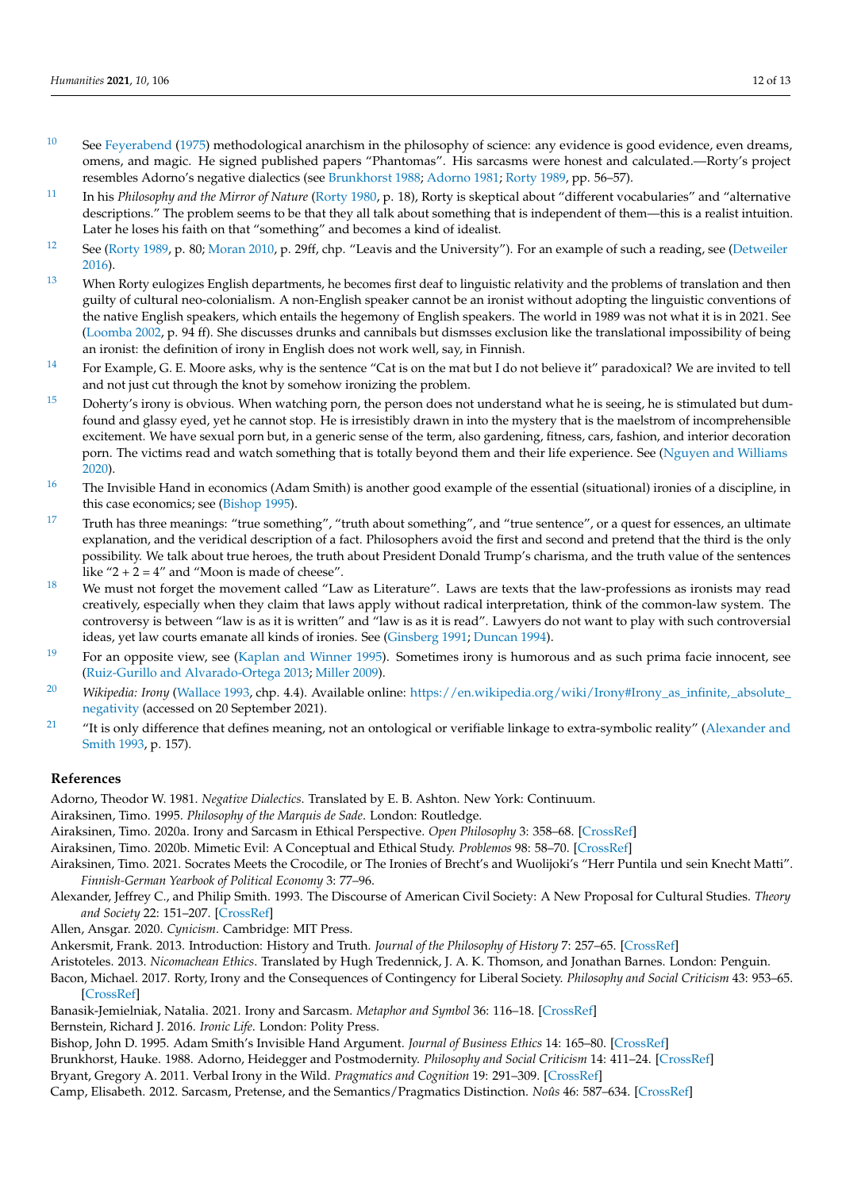10 See Feyerabend (1975) methodological anarchism in the philosophy of science: any evidence is good evidence, even dreams, omens, and magic. He signed published papers "Phantomas". His sarcasms were honest and calculated.—Rorty's project resembles Adorno's negative dialectics (see Brunkhorst 1988; Adorno 1981; Rorty 1989, pp. 56–57).

11 In his *Philosophy and the Mirror of Nature* (Rorty 1980, p. 18), Rorty is skeptical about "different vocabularies" and "alternative descriptions." The problem seems to be that they all talk about something that is independent of them—this is a realist intuition. Later he loses his faith on that "something" and becomes a kind of idealist.

12 See (Rorty 1989, p. 80; Moran 2010, p. 29ff, chp. "Leavis and the University"). For an example of such a reading, see (Detweiler 2016).

13 When Rorty eulogizes English departments, he becomes first deaf to linguistic relativity and the problems of translation and then guilty of cultural neo-colonialism. A non-English speaker cannot be an ironist without adopting the linguistic conventions of the native English speakers, which entails the hegemony of English speakers. The world in 1989 was not what it is in 2021. See (Loomba 2002, p. 94 ff). She discusses drunks and cannibals but dismsses exclusion like the translational impossibility of being an ironist: the definition of irony in English does not work well, say, in Finnish.

14 For Example, G. E. Moore asks, why is the sentence "Cat is on the mat but I do not believe it" paradoxical? We are invited to tell and not just cut through the knot by somehow ironizing the problem.

15 Doherty's irony is obvious. When watching porn, the person does not understand what he is seeing, he is stimulated but dumfound and glassy eyed, yet he cannot stop. He is irresistibly drawn in into the mystery that is the maelstrom of incomprehensible excitement. We have sexual porn but, in a generic sense of the term, also gardening, fitness, cars, fashion, and interior decoration porn. The victims read and watch something that is totally beyond them and their life experience. See (Nguyen and Williams 2020).

16 The Invisible Hand in economics (Adam Smith) is another good example of the essential (situational) ironies of a discipline, in this case economics; see (Bishop 1995).

17 Truth has three meanings: "true something", "truth about something", and "true sentence", or a quest for essences, an ultimate explanation, and the veridical description of a fact. Philosophers avoid the first and second and pretend that the third is the only possibility. We talk about true heroes, the truth about President Donald Trump's charisma, and the truth value of the sentences like "2 + 2 = 4" and "Moon is made of cheese".

18 We must not forget the movement called "Law as Literature". Laws are texts that the law-professions as ironists may read creatively, especially when they claim that laws apply without radical interpretation, think of the common-law system. The controversy is between "law is as it is written" and "law is as it is read". Lawyers do not want to play with such controversial ideas, yet law courts emanate all kinds of ironies. See (Ginsberg 1991; Duncan 1994).

19 For an opposite view, see (Kaplan and Winner 1995). Sometimes irony is humorous and as such prima facie innocent, see (Ruiz-Gurillo and Alvarado-Ortega 2013; Miller 2009).

20 *Wikipedia: Irony* (Wallace 1993, chp. 4.4). Available online: https://en.wikipedia.org/wiki/Irony#Irony_as_infinite,_absolute_negativity (accessed on 20 September 2021).

21 "It is only difference that defines meaning, not an ontological or verifiable linkage to extra-symbolic reality" (Alexander and Smith 1993, p. 157).

## References

Adorno, Theodor W. 1981. *Negative Dialectics*. Translated by E. B. Ashton. New York: Continuum.

Airaksinen, Timo. 1995. *Philosophy of the Marquis de Sade*. London: Routledge.

Airaksinen, Timo. 2020a. Irony and Sarcasm in Ethical Perspective. *Open Philosophy* 3: 358–68. [CrossRef]

Airaksinen, Timo. 2020b. Mimetic Evil: A Conceptual and Ethical Study. *Problemos* 98: 58–70. [CrossRef]

Airaksinen, Timo. 2021. Socrates Meets the Crocodile, or The Ironies of Brecht's and Wuolijoki's "Herr Puntila und sein Knecht Matti". *Finnish-German Yearbook of Political Economy* 3: 77–96.

Alexander, Jeffrey C., and Philip Smith. 1993. The Discourse of American Civil Society: A New Proposal for Cultural Studies. *Theory and Society* 22: 151–207. [CrossRef]

Allen, Ansgar. 2020. *Cynicism*. Cambridge: MIT Press.

Ankersmit, Frank. 2013. Introduction: History and Truth. *Journal of the Philosophy of History* 7: 257–65. [CrossRef]

Aristoteles. 2013. *Nicomachean Ethics*. Translated by Hugh Tredennick, J. A. K. Thomson, and Jonathan Barnes. London: Penguin.

Bacon, Michael. 2017. Rorty, Irony and the Consequences of Contingency for Liberal Society. *Philosophy and Social Criticism* 43: 953–65. [CrossRef]

Banasik-Jemielniak, Natalia. 2021. Irony and Sarcasm. *Metaphor and Symbol* 36: 116–18. [CrossRef]

Bernstein, Richard J. 2016. *Ironic Life*. London: Polity Press.

Bishop, John D. 1995. Adam Smith's Invisible Hand Argument. *Journal of Business Ethics* 14: 165–80. [CrossRef]

Brunkhorst, Hauke. 1988. Adorno, Heidegger and Postmodernity. *Philosophy and Social Criticism* 14: 411–24. [CrossRef]

Bryant, Gregory A. 2011. Verbal Irony in the Wild. *Pragmatics and Cognition* 19: 291–309. [CrossRef]

Camp, Elisabeth. 2012. Sarcasm, Pretense, and the Semantics/Pragmatics Distinction. *Noûs* 46: 587–634. [CrossRef]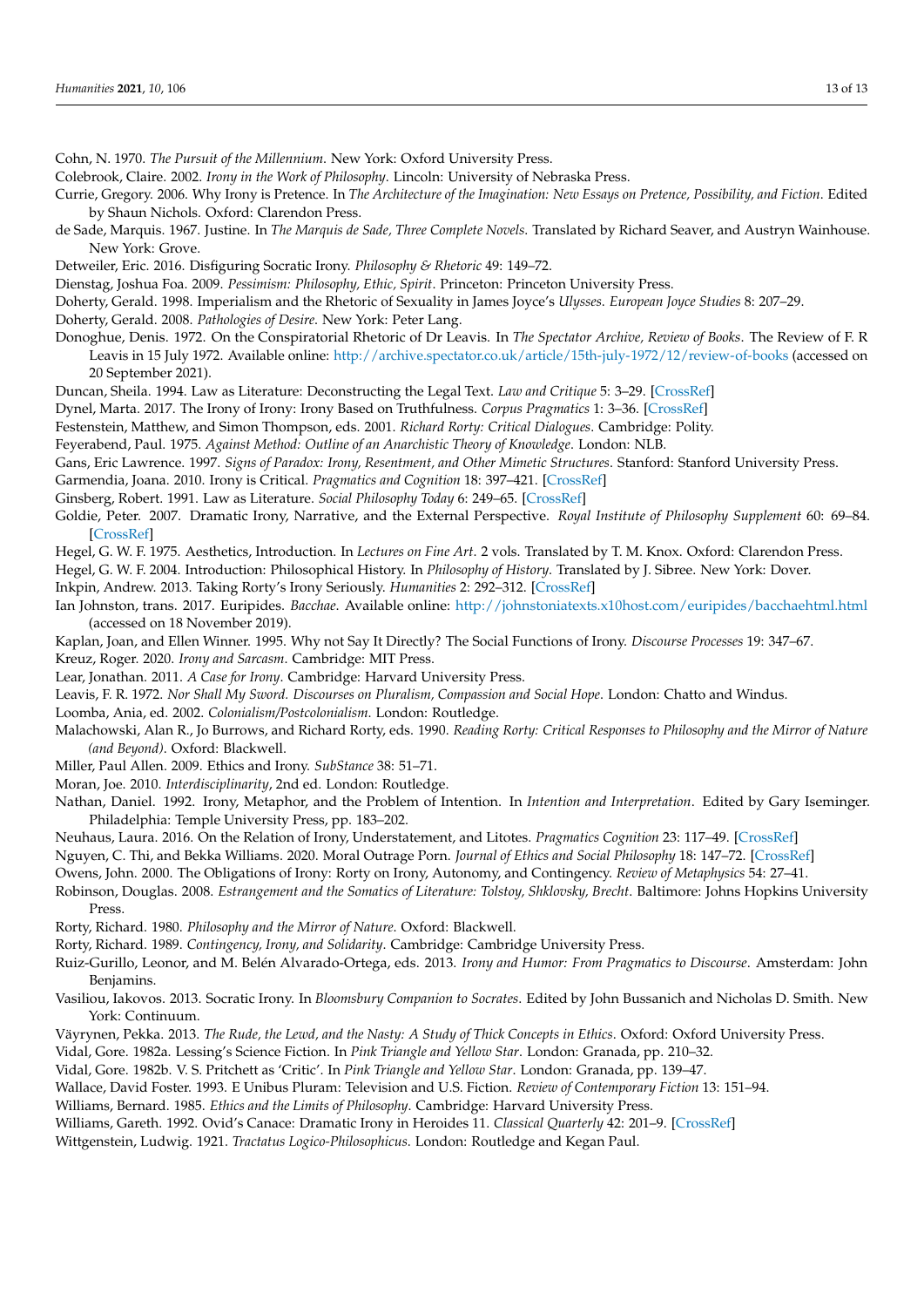Cohn, N. 1970. *The Pursuit of the Millennium*. New York: Oxford University Press.

Colebrook, Claire. 2002. *Irony in the Work of Philosophy*. Lincoln: University of Nebraska Press.

Currie, Gregory. 2006. Why Irony is Pretence. In *The Architecture of the Imagination: New Essays on Pretence, Possibility, and Fiction*. Edited by Shaun Nichols. Oxford: Clarendon Press.

de Sade, Marquis. 1967. Justine. In *The Marquis de Sade, Three Complete Novels*. Translated by Richard Seaver, and Austryn Wainhouse. New York: Grove.

Detweiler, Eric. 2016. Disfiguring Socratic Irony. *Philosophy & Rhetoric* 49: 149–72.

Dienstag, Joshua Foa. 2009. *Pessimism: Philosophy, Ethic, Spirit*. Princeton: Princeton University Press.

Doherty, Gerald. 1998. Imperialism and the Rhetoric of Sexuality in James Joyce's *Ulysses*. *European Joyce Studies* 8: 207–29.

Doherty, Gerald. 2008. *Pathologies of Desire*. New York: Peter Lang.

Donoghue, Denis. 1972. On the Conspiratorial Rhetoric of Dr Leavis. In *The Spectator Archive, Review of Books*. The Review of F. R Leavis in 15 July 1972. Available online: http://archive.spectator.co.uk/article/15th-july-1972/12/review-of-books (accessed on 20 September 2021).

Duncan, Sheila. 1994. Law as Literature: Deconstructing the Legal Text. *Law and Critique* 5: 3–29. [CrossRef]

Dynel, Marta. 2017. The Irony of Irony: Irony Based on Truthfulness. *Corpus Pragmatics* 1: 3–36. [CrossRef]

Festenstein, Matthew, and Simon Thompson, eds. 2001. *Richard Rorty: Critical Dialogues*. Cambridge: Polity.

Feyerabend, Paul. 1975. *Against Method: Outline of an Anarchistic Theory of Knowledge*. London: NLB.

Gans, Eric Lawrence. 1997. *Signs of Paradox: Irony, Resentment, and Other Mimetic Structures*. Stanford: Stanford University Press.

Garmendia, Joana. 2010. Irony is Critical. *Pragmatics and Cognition* 18: 397–421. [CrossRef]

Ginsberg, Robert. 1991. Law as Literature. *Social Philosophy Today* 6: 249–65. [CrossRef]

Goldie, Peter. 2007. Dramatic Irony, Narrative, and the External Perspective. *Royal Institute of Philosophy Supplement* 60: 69–84. [CrossRef]

Hegel, G. W. F. 1975. Aesthetics, Introduction. In *Lectures on Fine Art*. 2 vols. Translated by T. M. Knox. Oxford: Clarendon Press.

Hegel, G. W. F. 2004. Introduction: Philosophical History. In *Philosophy of History*. Translated by J. Sibree. New York: Dover.

Inkpin, Andrew. 2013. Taking Rorty's Irony Seriously. *Humanities* 2: 292–312. [CrossRef]

Ian Johnston, trans. 2017. Euripides. *Bacchae*. Available online: http://johnstoniatexts.x10host.com/euripides/bacchaehtml.html (accessed on 18 November 2019).

Kaplan, Joan, and Ellen Winner. 1995. Why not Say It Directly? The Social Functions of Irony. *Discourse Processes* 19: 347–67.

Kreuz, Roger. 2020. *Irony and Sarcasm*. Cambridge: MIT Press.

Lear, Jonathan. 2011. *A Case for Irony*. Cambridge: Harvard University Press.

Leavis, F. R. 1972. *Nor Shall My Sword. Discourses on Pluralism, Compassion and Social Hope*. London: Chatto and Windus.

Loomba, Ania, ed. 2002. *Colonialism/Postcolonialism*. London: Routledge.

Malachowski, Alan R., Jo Burrows, and Richard Rorty, eds. 1990. *Reading Rorty: Critical Responses to Philosophy and the Mirror of Nature (and Beyond)*. Oxford: Blackwell.

Miller, Paul Allen. 2009. Ethics and Irony. *SubStance* 38: 51–71.

Moran, Joe. 2010. *Interdisciplinarity*, 2nd ed. London: Routledge.

Nathan, Daniel. 1992. Irony, Metaphor, and the Problem of Intention. In *Intention and Interpretation*. Edited by Gary Iseminger. Philadelphia: Temple University Press, pp. 183–202.

Neuhaus, Laura. 2016. On the Relation of Irony, Understatement, and Litotes. *Pragmatics Cognition* 23: 117–49. [CrossRef]

Nguyen, C. Thi, and Bekka Williams. 2020. Moral Outrage Porn. *Journal of Ethics and Social Philosophy* 18: 147–72. [CrossRef]

Owens, John. 2000. The Obligations of Irony: Rorty on Irony, Autonomy, and Contingency. *Review of Metaphysics* 54: 27–41.

Robinson, Douglas. 2008. *Estrangement and the Somatics of Literature: Tolstoy, Shklovsky, Brecht*. Baltimore: Johns Hopkins University Press.

Rorty, Richard. 1980. *Philosophy and the Mirror of Nature*. Oxford: Blackwell.

Rorty, Richard. 1989. *Contingency, Irony, and Solidarity*. Cambridge: Cambridge University Press.

Ruiz-Gurillo, Leonor, and M. Belén Alvarado-Ortega, eds. 2013. *Irony and Humor: From Pragmatics to Discourse*. Amsterdam: John Benjamins.

Vasiliou, Iakovos. 2013. Socratic Irony. In *Bloomsbury Companion to Socrates*. Edited by John Bussanich and Nicholas D. Smith. New York: Continuum.

Väyrynen, Pekka. 2013. *The Rude, the Lewd, and the Nasty: A Study of Thick Concepts in Ethics*. Oxford: Oxford University Press.

Vidal, Gore. 1982a. Lessing's Science Fiction. In *Pink Triangle and Yellow Star*. London: Granada, pp. 210–32.

Vidal, Gore. 1982b. V. S. Pritchett as 'Critic'. In *Pink Triangle and Yellow Star*. London: Granada, pp. 139–47.

Wallace, David Foster. 1993. E Unibus Pluram: Television and U.S. Fiction. *Review of Contemporary Fiction* 13: 151–94.

Williams, Bernard. 1985. *Ethics and the Limits of Philosophy*. Cambridge: Harvard University Press.

Williams, Gareth. 1992. Ovid's Canace: Dramatic Irony in Heroides 11. *Classical Quarterly* 42: 201–9. [CrossRef]

Wittgenstein, Ludwig. 1921. *Tractatus Logico-Philosophicus*. London: Routledge and Kegan Paul.